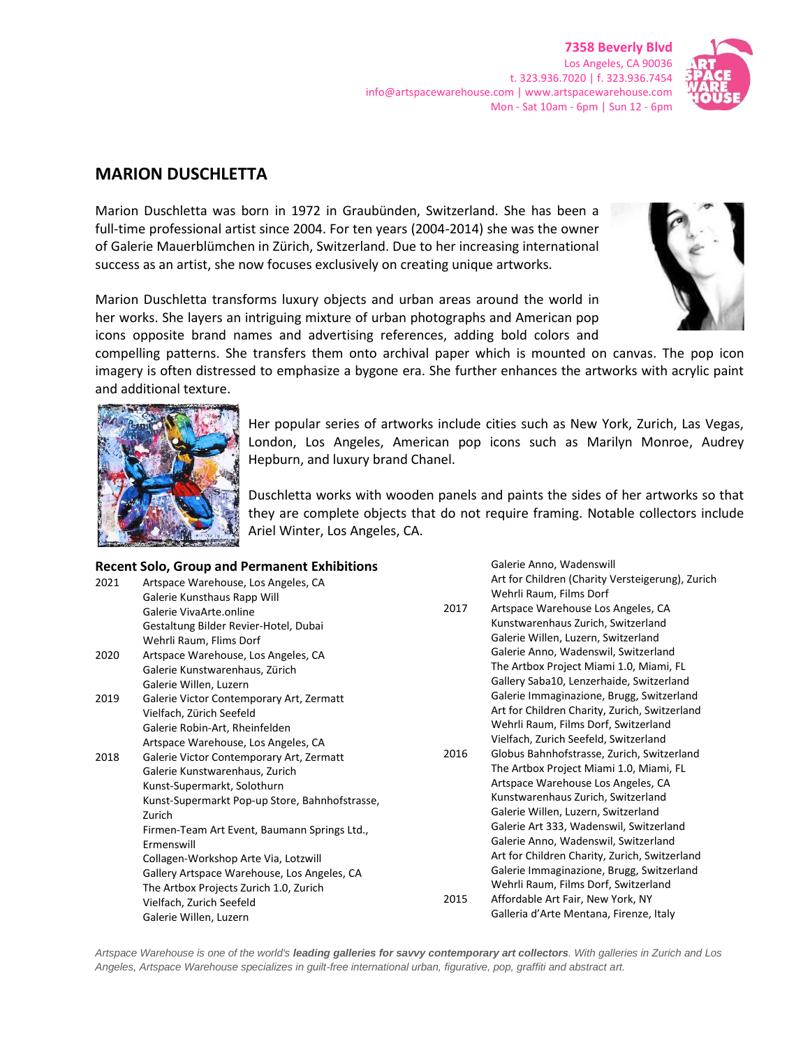**7358 Beverly Blvd**
Los Angeles, CA 90036
t. 323.936.7020 | f. 323.936.7454
info@artspacewarehouse.com | www.artspacewarehouse.com
Mon - Sat 10am - 6pm | Sun 12 - 6pm

## MARION DUSCHLETTA

Marion Duschletta was born in 1972 in Graubünden, Switzerland. She has been a full-time professional artist since 2004. For ten years (2004-2014) she was the owner of Galerie Mauerblümchen in Zürich, Switzerland. Due to her increasing international success as an artist, she now focuses exclusively on creating unique artworks.

Marion Duschletta transforms luxury objects and urban areas around the world in her works. She layers an intriguing mixture of urban photographs and American pop icons opposite brand names and advertising references, adding bold colors and compelling patterns. She transfers them onto archival paper which is mounted on canvas. The pop icon imagery is often distressed to emphasize a bygone era. She further enhances the artworks with acrylic paint and additional texture.

Her popular series of artworks include cities such as New York, Zurich, Las Vegas, London, Los Angeles, American pop icons such as Marilyn Monroe, Audrey Hepburn, and luxury brand Chanel.

Duschletta works with wooden panels and paints the sides of her artworks so that they are complete objects that do not require framing. Notable collectors include Ariel Winter, Los Angeles, CA.

### Recent Solo, Group and Permanent Exhibitions

**2021**
- Artspace Warehouse, Los Angeles, CA
- Galerie Kunsthaus Rapp Will
- Galerie VivaArte.online
- Gestaltung Bilder Revier-Hotel, Dubai
- Wehrli Raum, Flims Dorf

**2020**
- Artspace Warehouse, Los Angeles, CA
- Galerie Kunstwarenhaus, Zürich
- Galerie Willen, Luzern

**2019**
- Galerie Victor Contemporary Art, Zermatt
- Vielfach, Zürich Seefeld
- Galerie Robin-Art, Rheinfelden
- Artspace Warehouse, Los Angeles, CA

**2018**
- Galerie Victor Contemporary Art, Zermatt
- Galerie Kunstwarenhaus, Zurich
- Kunst-Supermarkt, Solothurn
- Kunst-Supermarkt Pop-up Store, Bahnhofstrasse, Zurich
- Firmen-Team Art Event, Baumann Springs Ltd., Ermenswill
- Collagen-Workshop Arte Via, Lotzwill
- Gallery Artspace Warehouse, Los Angeles, CA
- The Artbox Projects Zurich 1.0, Zurich
- Vielfach, Zurich Seefeld
- Galerie Willen, Luzern
- Galerie Anno, Wadenswill
- Art for Children (Charity Versteigerung), Zurich
- Wehrli Raum, Films Dorf

**2017**
- Artspace Warehouse Los Angeles, CA
- Kunstwarenhaus Zurich, Switzerland
- Galerie Willen, Luzern, Switzerland
- Galerie Anno, Wadenswil, Switzerland
- The Artbox Project Miami 1.0, Miami, FL
- Gallery Saba10, Lenzerhaide, Switzerland
- Galerie Immaginazione, Brugg, Switzerland
- Art for Children Charity, Zurich, Switzerland
- Wehrli Raum, Films Dorf, Switzerland
- Vielfach, Zurich Seefeld, Switzerland

**2016**
- Globus Bahnhofstrasse, Zurich, Switzerland
- The Artbox Project Miami 1.0, Miami, FL
- Artspace Warehouse Los Angeles, CA
- Kunstwarenhaus Zurich, Switzerland
- Galerie Willen, Luzern, Switzerland
- Galerie Art 333, Wadenswil, Switzerland
- Galerie Anno, Wadenswil, Switzerland
- Art for Children Charity, Zurich, Switzerland
- Galerie Immaginazione, Brugg, Switzerland
- Wehrli Raum, Films Dorf, Switzerland

**2015**
- Affordable Art Fair, New York, NY
- Galleria d'Arte Mentana, Firenze, Italy

*Artspace Warehouse is one of the world's* ***leading galleries for savvy contemporary art collectors****. With galleries in Zurich and Los Angeles, Artspace Warehouse specializes in guilt-free international urban, figurative, pop, graffiti and abstract art.*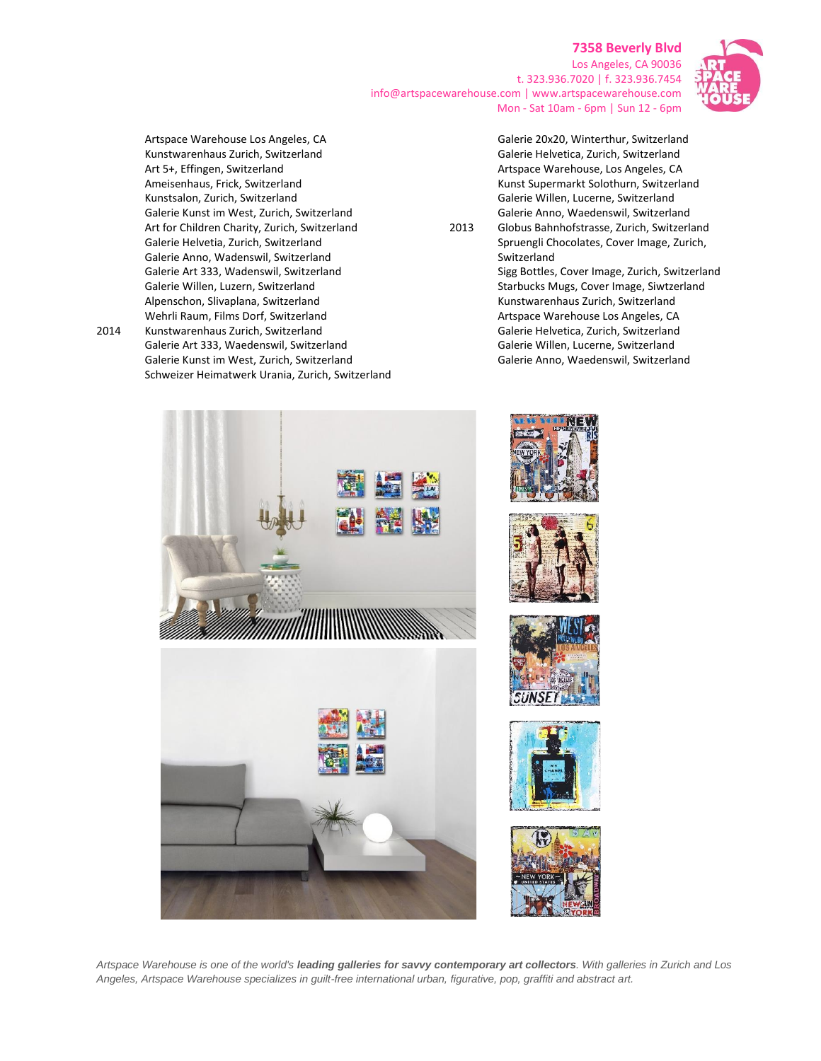7358 Beverly Blvd
Los Angeles, CA 90036
t. 323.936.7020 | f. 323.936.7454
info@artspacewarehouse.com | www.artspacewarehouse.com
Mon - Sat 10am - 6pm | Sun 12 - 6pm

Artspace Warehouse Los Angeles, CA
Kunstwarenhaus Zurich, Switzerland
Art 5+, Effingen, Switzerland
Ameisenhaus, Frick, Switzerland
Kunstsalon, Zurich, Switzerland
Galerie Kunst im West, Zurich, Switzerland
Art for Children Charity, Zurich, Switzerland
Galerie Helvetia, Zurich, Switzerland
Galerie Anno, Wadenswil, Switzerland
Galerie Art 333, Wadenswil, Switzerland
Galerie Willen, Luzern, Switzerland
Alpenschon, Slivaplana, Switzerland
Wehrli Raum, Films Dorf, Switzerland

2014 Kunstwarenhaus Zurich, Switzerland
Galerie Art 333, Waedenswil, Switzerland
Galerie Kunst im West, Zurich, Switzerland
Schweizer Heimatwerk Urania, Zurich, Switzerland
Galerie 20x20, Winterthur, Switzerland
Galerie Helvetica, Zurich, Switzerland
Artspace Warehouse, Los Angeles, CA
Kunst Supermarkt Solothurn, Switzerland
Galerie Willen, Lucerne, Switzerland
Galerie Anno, Waedenswil, Switzerland

2013 Globus Bahnhofstrasse, Zurich, Switzerland
Spruengli Chocolates, Cover Image, Zurich, Switzerland
Sigg Bottles, Cover Image, Zurich, Switzerland
Starbucks Mugs, Cover Image, Siwtzerland
Kunstwarenhaus Zurich, Switzerland
Artspace Warehouse Los Angeles, CA
Galerie Helvetica, Zurich, Switzerland
Galerie Willen, Lucerne, Switzerland
Galerie Anno, Waedenswil, Switzerland

*Artspace Warehouse is one of the world's **leading galleries for savvy contemporary art collectors**. With galleries in Zurich and Los Angeles, Artspace Warehouse specializes in guilt-free international urban, figurative, pop, graffiti and abstract art.*